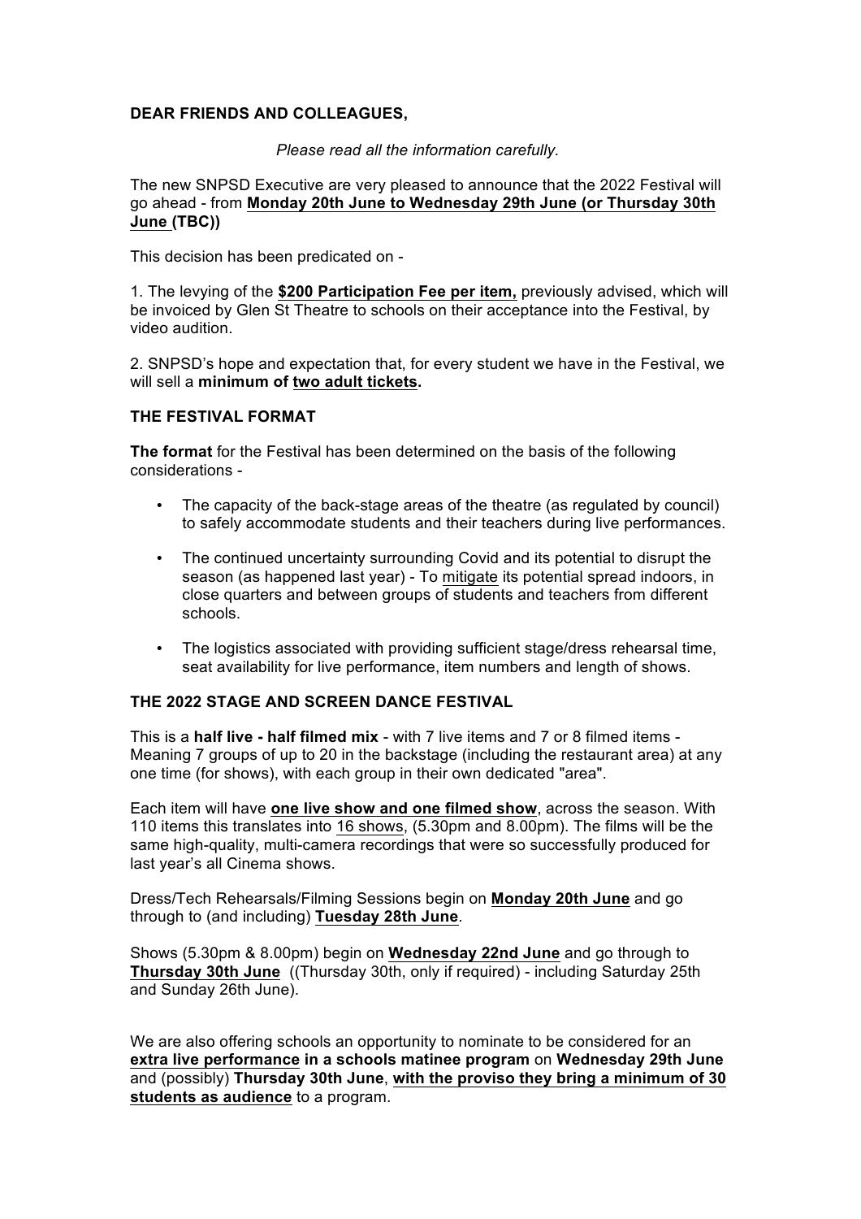**DEAR FRIENDS AND COLLEAGUES,**

*Please read all the information carefully.*

The new SNPSD Executive are very pleased to announce that the 2022 Festival will go ahead - from **Monday 20th June to Wednesday 29th June (or Thursday 30th June (TBC))**

This decision has been predicated on -

1. The levying of the **$200 Participation Fee per item,** previously advised, which will be invoiced by Glen St Theatre to schools on their acceptance into the Festival, by video audition.

2. SNPSD's hope and expectation that, for every student we have in the Festival, we will sell a **minimum of two adult tickets.**

**THE FESTIVAL FORMAT**

**The format** for the Festival has been determined on the basis of the following considerations -

- The capacity of the back-stage areas of the theatre (as regulated by council) to safely accommodate students and their teachers during live performances.
- The continued uncertainty surrounding Covid and its potential to disrupt the season (as happened last year) - To mitigate its potential spread indoors, in close quarters and between groups of students and teachers from different schools.
- The logistics associated with providing sufficient stage/dress rehearsal time, seat availability for live performance, item numbers and length of shows.

**THE 2022 STAGE AND SCREEN DANCE FESTIVAL**

This is a **half live - half filmed mix** - with 7 live items and 7 or 8 filmed items - Meaning 7 groups of up to 20 in the backstage (including the restaurant area) at any one time (for shows), with each group in their own dedicated "area".

Each item will have **one live show and one filmed show**, across the season. With 110 items this translates into 16 shows, (5.30pm and 8.00pm). The films will be the same high-quality, multi-camera recordings that were so successfully produced for last year's all Cinema shows.

Dress/Tech Rehearsals/Filming Sessions begin on **Monday 20th June** and go through to (and including) **Tuesday 28th June**.

Shows (5.30pm & 8.00pm) begin on **Wednesday 22nd June** and go through to **Thursday 30th June** ((Thursday 30th, only if required) - including Saturday 25th and Sunday 26th June).

We are also offering schools an opportunity to nominate to be considered for an **extra live performance in a schools matinee program** on **Wednesday 29th June** and (possibly) **Thursday 30th June**, **with the proviso they bring a minimum of 30 students as audience** to a program.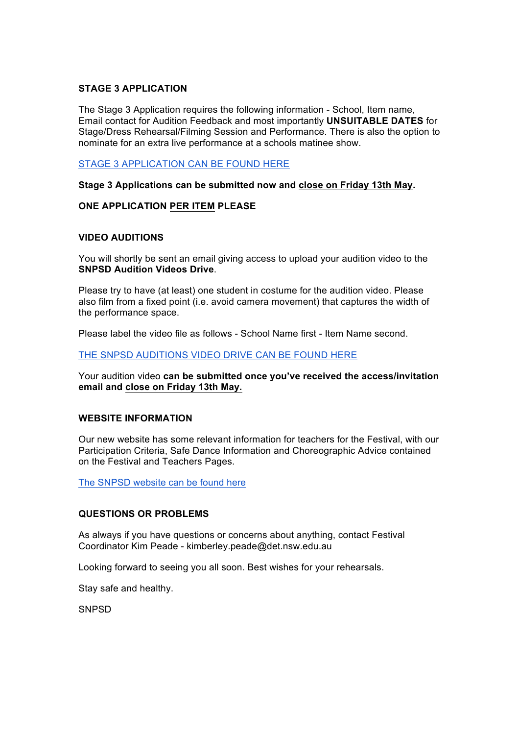**STAGE 3 APPLICATION**

The Stage 3 Application requires the following information - School, Item name, Email contact for Audition Feedback and most importantly **UNSUITABLE DATES** for Stage/Dress Rehearsal/Filming Session and Performance. There is also the option to nominate for an extra live performance at a schools matinee show.

STAGE 3 APPLICATION CAN BE FOUND HERE

**Stage 3 Applications can be submitted now and close on Friday 13th May.**

**ONE APPLICATION PER ITEM PLEASE**

**VIDEO AUDITIONS**

You will shortly be sent an email giving access to upload your audition video to the **SNPSD Audition Videos Drive**.

Please try to have (at least) one student in costume for the audition video. Please also film from a fixed point (i.e. avoid camera movement) that captures the width of the performance space.

Please label the video file as follows - School Name first - Item Name second.

THE SNPSD AUDITIONS VIDEO DRIVE CAN BE FOUND HERE

Your audition video **can be submitted once you've received the access/invitation email and close on Friday 13th May.**

**WEBSITE INFORMATION**

Our new website has some relevant information for teachers for the Festival, with our Participation Criteria, Safe Dance Information and Choreographic Advice contained on the Festival and Teachers Pages.

The SNPSD website can be found here

**QUESTIONS OR PROBLEMS**

As always if you have questions or concerns about anything, contact Festival Coordinator Kim Peade - kimberley.peade@det.nsw.edu.au

Looking forward to seeing you all soon. Best wishes for your rehearsals.

Stay safe and healthy.

SNPSD